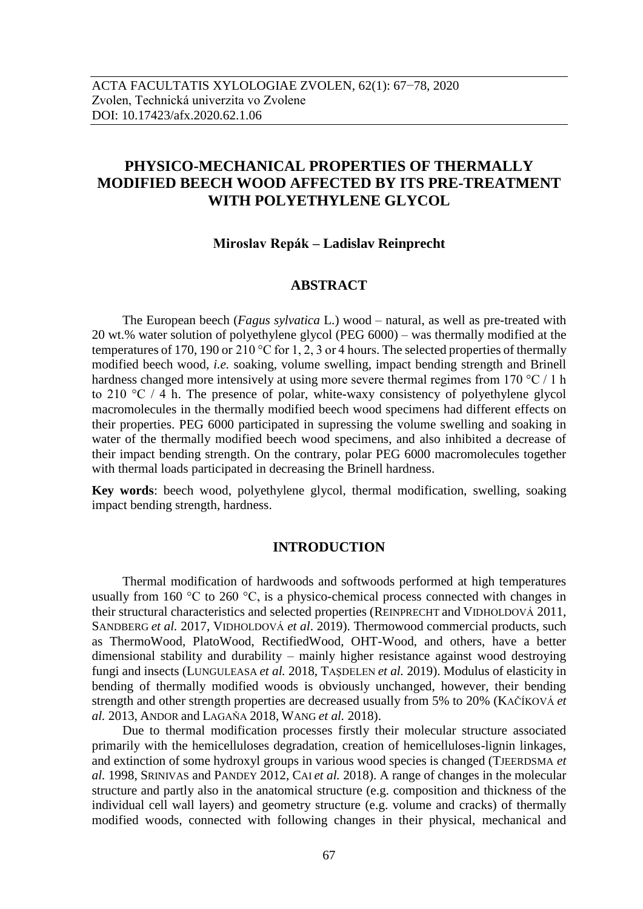# PHYSICO-MECHANICAL PROPERTIES OF THERMALLY MODIFIED BEECH WOOD AFFECTED BY ITS PRE-TREATMENT WITH POLYETHYLENE GLYCOL

**Miroslav Repák – Ladislav Reinprecht**

## ABSTRACT

The European beech (*Fagus sylvatica* L.) wood – natural, as well as pre-treated with 20 wt.% water solution of polyethylene glycol (PEG 6000) – was thermally modified at the temperatures of 170, 190 or 210 °C for 1, 2, 3 or 4 hours. The selected properties of thermally modified beech wood, *i.e.* soaking, volume swelling, impact bending strength and Brinell hardness changed more intensively at using more severe thermal regimes from 170 °C / 1 h to 210 °C / 4 h. The presence of polar, white-waxy consistency of polyethylene glycol macromolecules in the thermally modified beech wood specimens had different effects on their properties. PEG 6000 participated in supressing the volume swelling and soaking in water of the thermally modified beech wood specimens, and also inhibited a decrease of their impact bending strength. On the contrary, polar PEG 6000 macromolecules together with thermal loads participated in decreasing the Brinell hardness.

**Key words**: beech wood, polyethylene glycol, thermal modification, swelling, soaking impact bending strength, hardness.

## INTRODUCTION

Thermal modification of hardwoods and softwoods performed at high temperatures usually from 160 °C to 260 °C, is a physico-chemical process connected with changes in their structural characteristics and selected properties (Reinprecht and Vidholdová 2011, Sandberg *et al.* 2017, Vidholdová *et al*. 2019). Thermowood commercial products, such as ThermoWood, PlatoWood, RectifiedWood, OHT-Wood, and others, have a better dimensional stability and durability – mainly higher resistance against wood destroying fungi and insects (Lunguleasa *et al.* 2018, Taşdelen *et al.* 2019). Modulus of elasticity in bending of thermally modified woods is obviously unchanged, however, their bending strength and other strength properties are decreased usually from 5% to 20% (Kačíková *et al.* 2013, Andor and Lagaňa 2018, Wang *et al.* 2018).

Due to thermal modification processes firstly their molecular structure associated primarily with the hemicelluloses degradation, creation of hemicelluloses-lignin linkages, and extinction of some hydroxyl groups in various wood species is changed (Tjeerdsma *et al.* 1998, Srinivas and Pandey 2012, Cai *et al.* 2018). A range of changes in the molecular structure and partly also in the anatomical structure (e.g. composition and thickness of the individual cell wall layers) and geometry structure (e.g. volume and cracks) of thermally modified woods, connected with following changes in their physical, mechanical and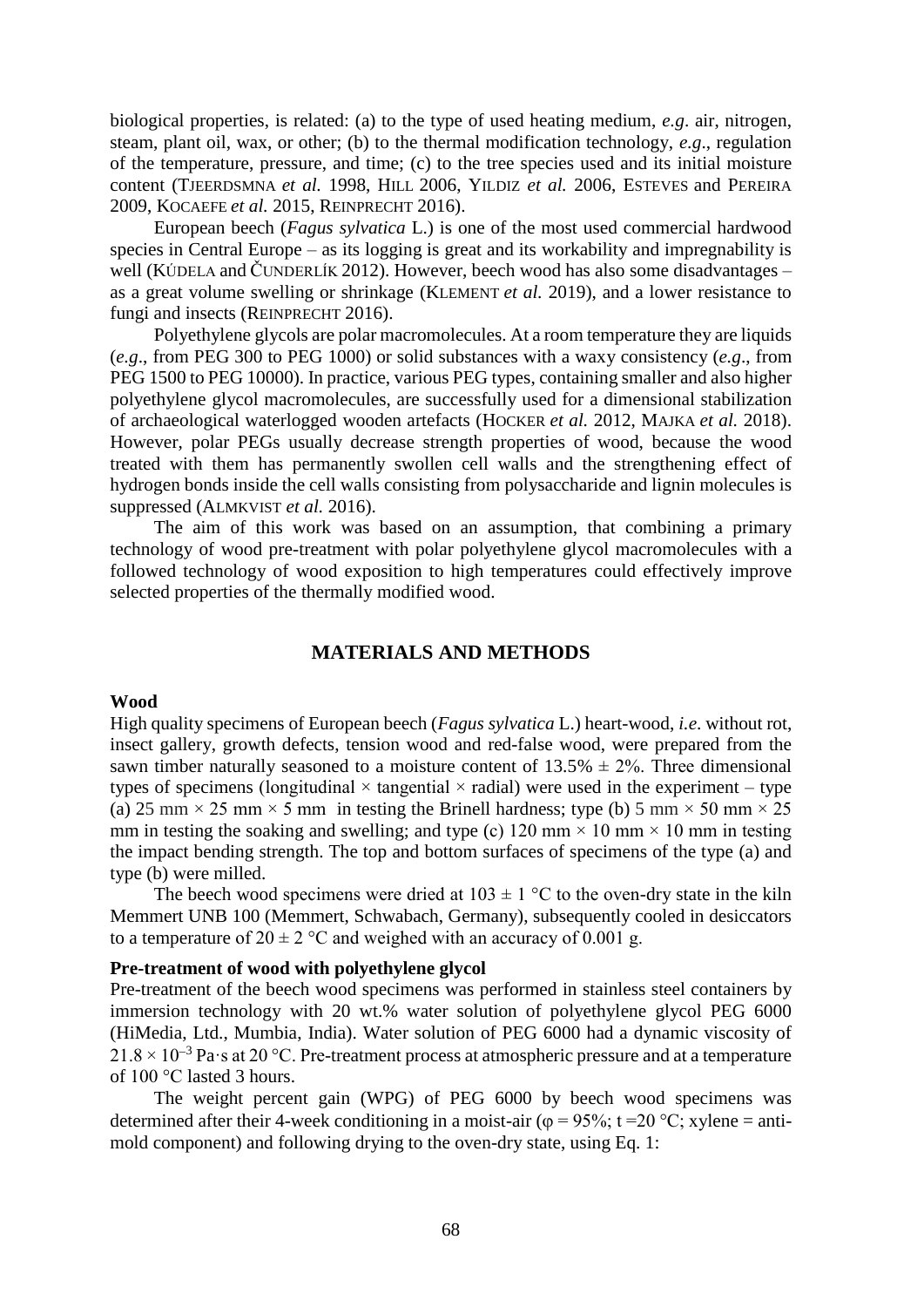biological properties, is related: (a) to the type of used heating medium, *e.g*. air, nitrogen, steam, plant oil, wax, or other; (b) to the thermal modification technology, *e.g*., regulation of the temperature, pressure, and time; (c) to the tree species used and its initial moisture content (TJEERDSMNA *et al.* 1998, HILL 2006, YILDIZ *et al.* 2006, ESTEVES and PEREIRA 2009, KOCAEFE *et al.* 2015, REINPRECHT 2016).

European beech (*Fagus sylvatica* L.) is one of the most used commercial hardwood species in Central Europe – as its logging is great and its workability and impregnability is well (KÚDELA and ČUNDERLÍK 2012). However, beech wood has also some disadvantages – as a great volume swelling or shrinkage (KLEMENT *et al.* 2019), and a lower resistance to fungi and insects (REINPRECHT 2016).

Polyethylene glycols are polar macromolecules. At a room temperature they are liquids (*e.g*., from PEG 300 to PEG 1000) or solid substances with a waxy consistency (*e.g*., from PEG 1500 to PEG 10000). In practice, various PEG types, containing smaller and also higher polyethylene glycol macromolecules, are successfully used for a dimensional stabilization of archaeological waterlogged wooden artefacts (HOCKER *et al.* 2012, MAJKA *et al.* 2018). However, polar PEGs usually decrease strength properties of wood, because the wood treated with them has permanently swollen cell walls and the strengthening effect of hydrogen bonds inside the cell walls consisting from polysaccharide and lignin molecules is suppressed (ALMKVIST *et al.* 2016).

The aim of this work was based on an assumption, that combining a primary technology of wood pre-treatment with polar polyethylene glycol macromolecules with a followed technology of wood exposition to high temperatures could effectively improve selected properties of the thermally modified wood.

## MATERIALS AND METHODS

**Wood**

High quality specimens of European beech (*Fagus sylvatica* L.) heart-wood, *i.e*. without rot, insect gallery, growth defects, tension wood and red-false wood, were prepared from the sawn timber naturally seasoned to a moisture content of 13.5% ± 2%. Three dimensional types of specimens (longitudinal × tangential × radial) were used in the experiment – type (a) 25 mm × 25 mm × 5 mm in testing the Brinell hardness; type (b) 5 mm × 50 mm × 25 mm in testing the soaking and swelling; and type (c) 120 mm × 10 mm × 10 mm in testing the impact bending strength. The top and bottom surfaces of specimens of the type (a) and type (b) were milled.

The beech wood specimens were dried at 103 ± 1 °C to the oven-dry state in the kiln Memmert UNB 100 (Memmert, Schwabach, Germany), subsequently cooled in desiccators to a temperature of 20 ± 2 °C and weighed with an accuracy of 0.001 g.

**Pre-treatment of wood with polyethylene glycol**

Pre-treatment of the beech wood specimens was performed in stainless steel containers by immersion technology with 20 wt.% water solution of polyethylene glycol PEG 6000 (HiMedia, Ltd., Mumbia, India). Water solution of PEG 6000 had a dynamic viscosity of $21.8 \times 10^{-3}$ Pa·s at 20 °C. Pre-treatment process at atmospheric pressure and at a temperature of 100 °C lasted 3 hours.

The weight percent gain (WPG) of PEG 6000 by beech wood specimens was determined after their 4-week conditioning in a moist-air ($\varphi = 95\%$; t =20 °C; xylene = anti-mold component) and following drying to the oven-dry state, using Eq. 1: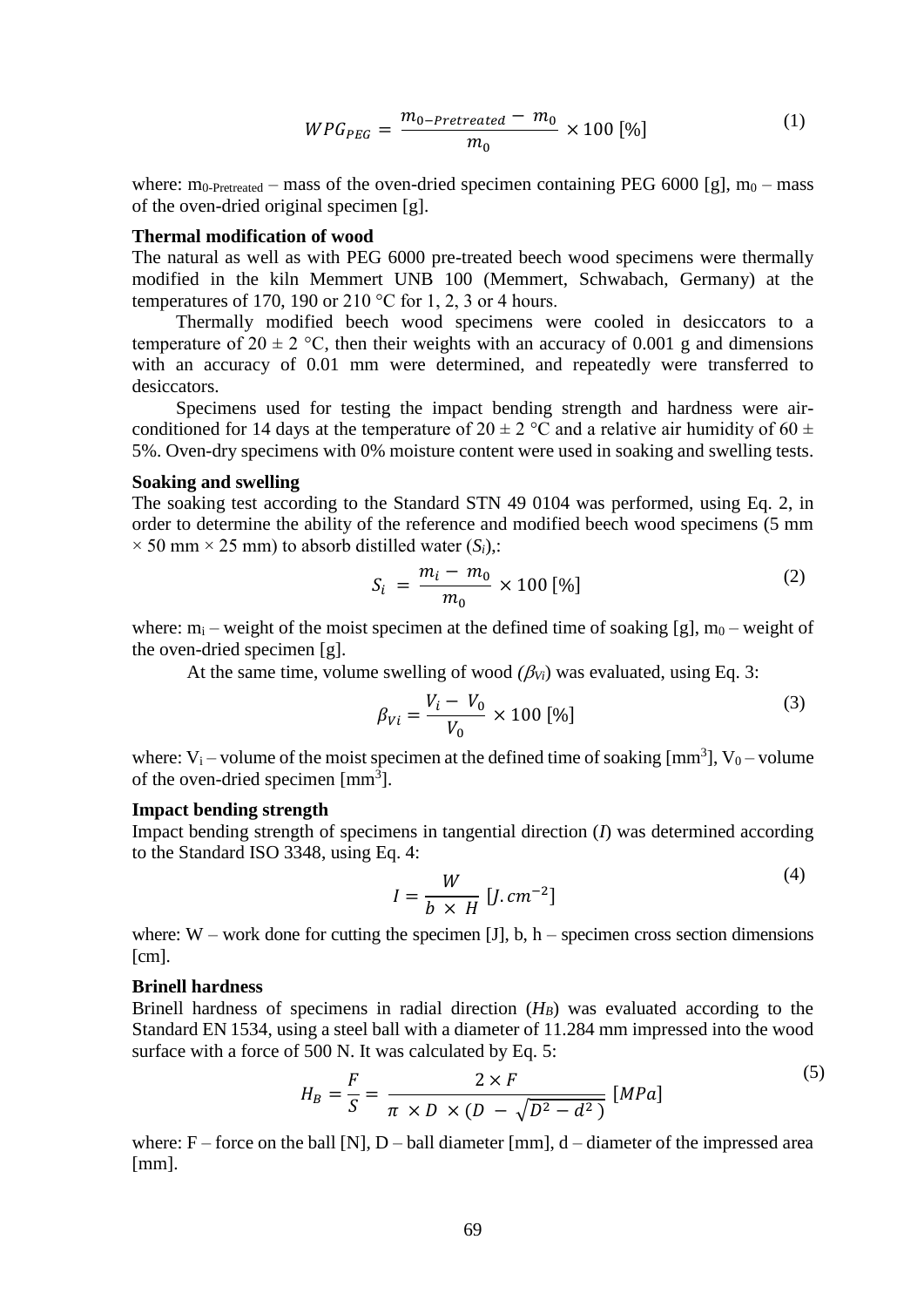$$WPG_{PEG} = \frac{m_{0-Pretreated} - m_0}{m_0} \times 100\ [\%] \tag{1}$$

where: $m_{0\text{-Pretreated}}$ – mass of the oven-dried specimen containing PEG 6000 [g], $m_0$ – mass of the oven-dried original specimen [g].

**Thermal modification of wood**

The natural as well as with PEG 6000 pre-treated beech wood specimens were thermally modified in the kiln Memmert UNB 100 (Memmert, Schwabach, Germany) at the temperatures of 170, 190 or 210 °C for 1, 2, 3 or 4 hours.

Thermally modified beech wood specimens were cooled in desiccators to a temperature of 20 ± 2 °C, then their weights with an accuracy of 0.001 g and dimensions with an accuracy of 0.01 mm were determined, and repeatedly were transferred to desiccators.

Specimens used for testing the impact bending strength and hardness were air-conditioned for 14 days at the temperature of 20 ± 2 °C and a relative air humidity of 60 ± 5%. Oven-dry specimens with 0% moisture content were used in soaking and swelling tests.

**Soaking and swelling**

The soaking test according to the Standard STN 49 0104 was performed, using Eq. 2, in order to determine the ability of the reference and modified beech wood specimens (5 mm × 50 mm × 25 mm) to absorb distilled water ($S_i$),:

$$S_i = \frac{m_i - m_0}{m_0} \times 100\ [\%] \tag{2}$$

where: $m_i$ – weight of the moist specimen at the defined time of soaking [g], $m_0$ – weight of the oven-dried specimen [g].

At the same time, volume swelling of wood ($\beta_{Vi}$) was evaluated, using Eq. 3:

$$\beta_{Vi} = \frac{V_i - V_0}{V_0} \times 100\ [\%] \tag{3}$$

where: $V_i$ – volume of the moist specimen at the defined time of soaking [mm$^3$], $V_0$ – volume of the oven-dried specimen [mm$^3$].

**Impact bending strength**

Impact bending strength of specimens in tangential direction ($I$) was determined according to the Standard ISO 3348, using Eq. 4:

$$I = \frac{W}{b \times H}\ [J.cm^{-2}] \tag{4}$$

where: W – work done for cutting the specimen [J], b, h – specimen cross section dimensions [cm].

**Brinell hardness**

Brinell hardness of specimens in radial direction ($H_B$) was evaluated according to the Standard EN 1534, using a steel ball with a diameter of 11.284 mm impressed into the wood surface with a force of 500 N. It was calculated by Eq. 5:

$$H_B = \frac{F}{S} = \frac{2 \times F}{\pi \times D \times (D - \sqrt{D^2 - d^2})}\ [MPa] \tag{5}$$

where: F – force on the ball [N], D – ball diameter [mm], d – diameter of the impressed area [mm].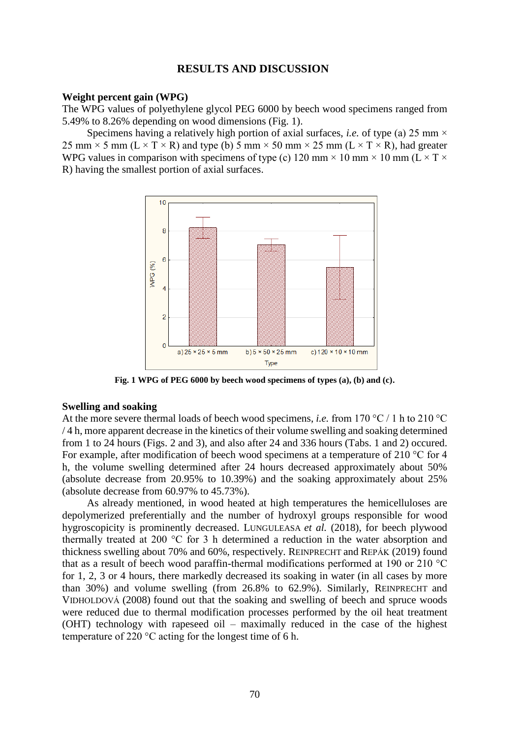## RESULTS AND DISCUSSION

### Weight percent gain (WPG)

The WPG values of polyethylene glycol PEG 6000 by beech wood specimens ranged from 5.49% to 8.26% depending on wood dimensions (Fig. 1).

Specimens having a relatively high portion of axial surfaces, *i.e.* of type (a) 25 mm × 25 mm × 5 mm (L × T × R) and type (b) 5 mm × 50 mm × 25 mm (L × T × R), had greater WPG values in comparison with specimens of type (c) 120 mm × 10 mm × 10 mm (L × T × R) having the smallest portion of axial surfaces.

**Fig. 1 WPG of PEG 6000 by beech wood specimens of types (a), (b) and (c).**

### Swelling and soaking

At the more severe thermal loads of beech wood specimens, *i.e.* from 170 °C / 1 h to 210 °C / 4 h, more apparent decrease in the kinetics of their volume swelling and soaking determined from 1 to 24 hours (Figs. 2 and 3), and also after 24 and 336 hours (Tabs. 1 and 2) occured. For example, after modification of beech wood specimens at a temperature of 210 °C for 4 h, the volume swelling determined after 24 hours decreased approximately about 50% (absolute decrease from 20.95% to 10.39%) and the soaking approximately about 25% (absolute decrease from 60.97% to 45.73%).

As already mentioned, in wood heated at high temperatures the hemicelluloses are depolymerized preferentially and the number of hydroxyl groups responsible for wood hygroscopicity is prominently decreased. Lunguleasa *et al.* (2018), for beech plywood thermally treated at 200 °C for 3 h determined a reduction in the water absorption and thickness swelling about 70% and 60%, respectively. Reinprecht and Repák (2019) found that as a result of beech wood paraffin-thermal modifications performed at 190 or 210 °C for 1, 2, 3 or 4 hours, there markedly decreased its soaking in water (in all cases by more than 30%) and volume swelling (from 26.8% to 62.9%). Similarly, Reinprecht and Vidholdová (2008) found out that the soaking and swelling of beech and spruce woods were reduced due to thermal modification processes performed by the oil heat treatment (OHT) technology with rapeseed oil – maximally reduced in the case of the highest temperature of 220 °C acting for the longest time of 6 h.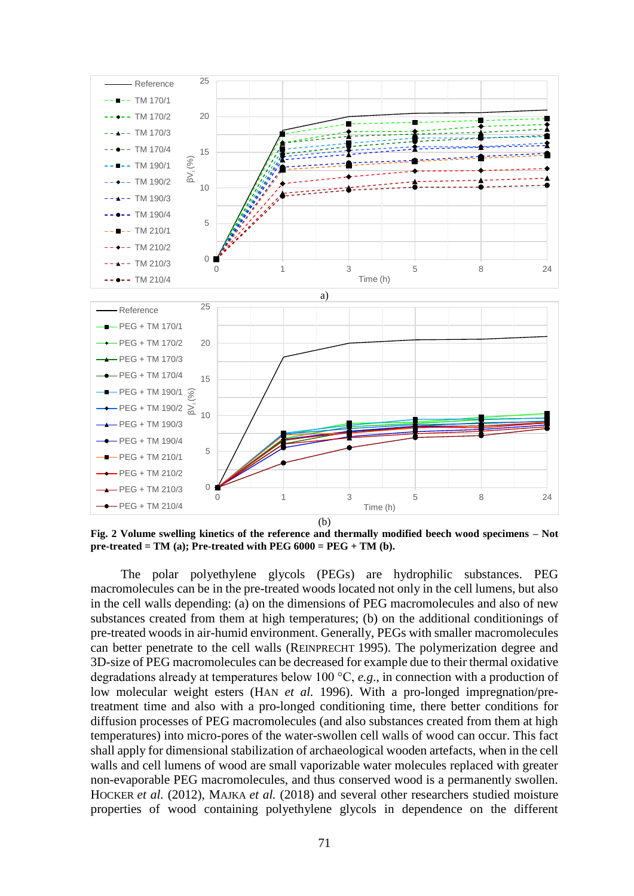**Fig. 2 Volume swelling kinetics of the reference and thermally modified beech wood specimens – Not pre-treated = TM (a); Pre-treated with PEG 6000 = PEG + TM (b).**

The polar polyethylene glycols (PEGs) are hydrophilic substances. PEG macromolecules can be in the pre-treated woods located not only in the cell lumens, but also in the cell walls depending: (a) on the dimensions of PEG macromolecules and also of new substances created from them at high temperatures; (b) on the additional conditionings of pre-treated woods in air-humid environment. Generally, PEGs with smaller macromolecules can better penetrate to the cell walls (REINPRECHT 1995). The polymerization degree and 3D-size of PEG macromolecules can be decreased for example due to their thermal oxidative degradations already at temperatures below 100 °C, *e.g.*, in connection with a production of low molecular weight esters (HAN *et al.* 1996). With a pro-longed impregnation/pre-treatment time and also with a pro-longed conditioning time, there better conditions for diffusion processes of PEG macromolecules (and also substances created from them at high temperatures) into micro-pores of the water-swollen cell walls of wood can occur. This fact shall apply for dimensional stabilization of archaeological wooden artefacts, when in the cell walls and cell lumens of wood are small vaporizable water molecules replaced with greater non-evaporable PEG macromolecules, and thus conserved wood is a permanently swollen. HOCKER *et al.* (2012), MAJKA *et al.* (2018) and several other researchers studied moisture properties of wood containing polyethylene glycols in dependence on the different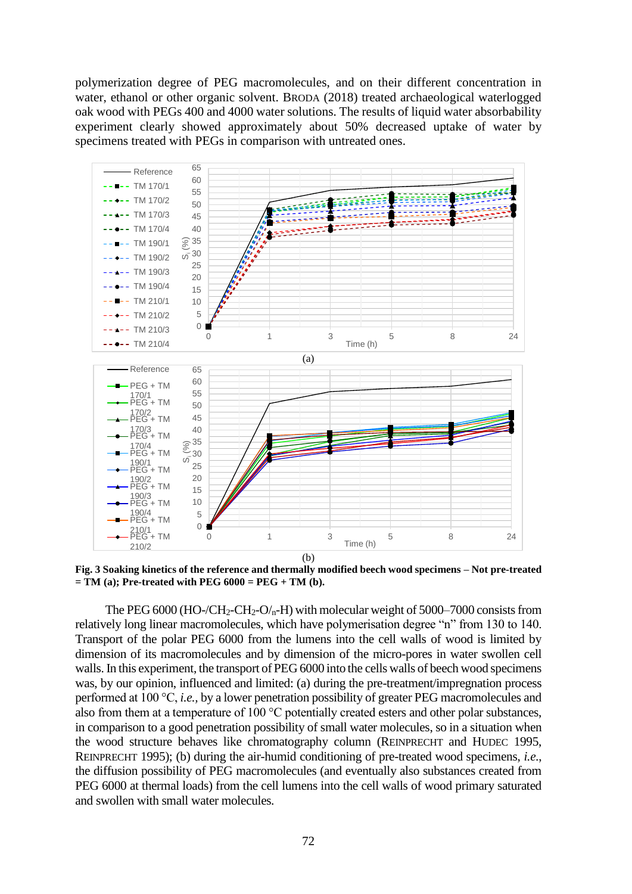polymerization degree of PEG macromolecules, and on their different concentration in water, ethanol or other organic solvent. BRODA (2018) treated archaeological waterlogged oak wood with PEGs 400 and 4000 water solutions. The results of liquid water absorbability experiment clearly showed approximately about 50% decreased uptake of water by specimens treated with PEGs in comparison with untreated ones.

**Fig. 3 Soaking kinetics of the reference and thermally modified beech wood specimens – Not pre-treated = TM (a); Pre-treated with PEG 6000 = PEG + TM (b).**

The PEG 6000 (HO-/$CH_2$-$CH_2$-O/$_n$-H) with molecular weight of 5000–7000 consists from relatively long linear macromolecules, which have polymerisation degree "n" from 130 to 140. Transport of the polar PEG 6000 from the lumens into the cell walls of wood is limited by dimension of its macromolecules and by dimension of the micro-pores in water swollen cell walls. In this experiment, the transport of PEG 6000 into the cells walls of beech wood specimens was, by our opinion, influenced and limited: (a) during the pre-treatment/impregnation process performed at 100 °C, *i.e.*, by a lower penetration possibility of greater PEG macromolecules and also from them at a temperature of 100 °C potentially created esters and other polar substances, in comparison to a good penetration possibility of small water molecules, so in a situation when the wood structure behaves like chromatography column (REINPRECHT and HUDEC 1995, REINPRECHT 1995); (b) during the air-humid conditioning of pre-treated wood specimens, *i.e.*, the diffusion possibility of PEG macromolecules (and eventually also substances created from PEG 6000 at thermal loads) from the cell lumens into the cell walls of wood primary saturated and swollen with small water molecules.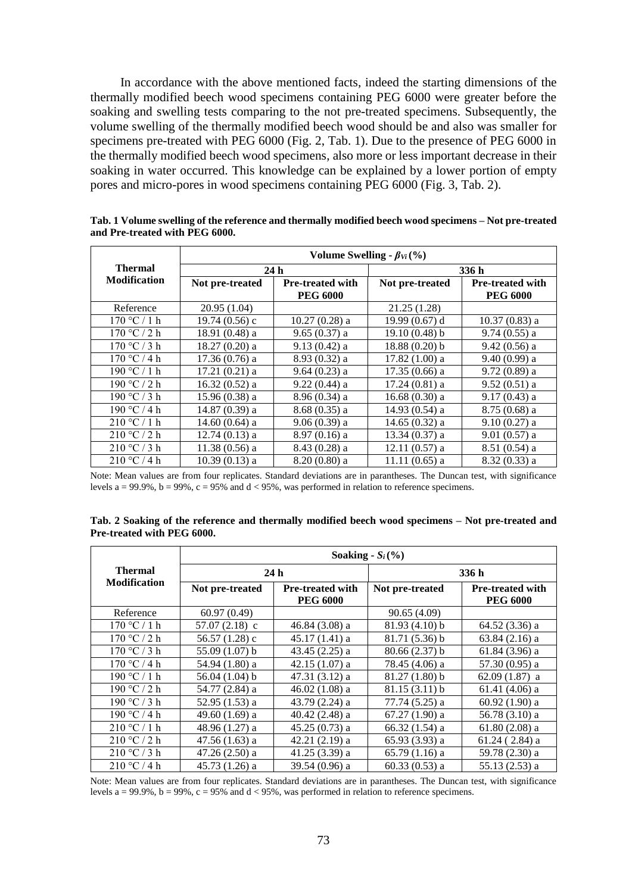In accordance with the above mentioned facts, indeed the starting dimensions of the thermally modified beech wood specimens containing PEG 6000 were greater before the soaking and swelling tests comparing to the not pre-treated specimens. Subsequently, the volume swelling of the thermally modified beech wood should be and also was smaller for specimens pre-treated with PEG 6000 (Fig. 2, Tab. 1). Due to the presence of PEG 6000 in the thermally modified beech wood specimens, also more or less important decrease in their soaking in water occurred. This knowledge can be explained by a lower portion of empty pores and micro-pores in wood specimens containing PEG 6000 (Fig. 3, Tab. 2).

**Tab. 1 Volume swelling of the reference and thermally modified beech wood specimens – Not pre-treated and Pre-treated with PEG 6000.**

| Thermal Modification | Volume Swelling - $\beta_{Vi}$ (%) | | | |
|---|---|---|---|---|
| | 24 h | | 336 h | |
| | Not pre-treated | Pre-treated with PEG 6000 | Not pre-treated | Pre-treated with PEG 6000 |
| Reference | 20.95 (1.04) | | 21.25 (1.28) | |
| 170 °C / 1 h | 19.74 (0.56) c | 10.27 (0.28) a | 19.99 (0.67) d | 10.37 (0.83) a |
| 170 °C / 2 h | 18.91 (0.48) a | 9.65 (0.37) a | 19.10 (0.48) b | 9.74 (0.55) a |
| 170 °C / 3 h | 18.27 (0.20) a | 9.13 (0.42) a | 18.88 (0.20) b | 9.42 (0.56) a |
| 170 °C / 4 h | 17.36 (0.76) a | 8.93 (0.32) a | 17.82 (1.00) a | 9.40 (0.99) a |
| 190 °C / 1 h | 17.21 (0.21) a | 9.64 (0.23) a | 17.35 (0.66) a | 9.72 (0.89) a |
| 190 °C / 2 h | 16.32 (0.52) a | 9.22 (0.44) a | 17.24 (0.81) a | 9.52 (0.51) a |
| 190 °C / 3 h | 15.96 (0.38) a | 8.96 (0.34) a | 16.68 (0.30) a | 9.17 (0.43) a |
| 190 °C / 4 h | 14.87 (0.39) a | 8.68 (0.35) a | 14.93 (0.54) a | 8.75 (0.68) a |
| 210 °C / 1 h | 14.60 (0.64) a | 9.06 (0.39) a | 14.65 (0.32) a | 9.10 (0.27) a |
| 210 °C / 2 h | 12.74 (0.13) a | 8.97 (0.16) a | 13.34 (0.37) a | 9.01 (0.57) a |
| 210 °C / 3 h | 11.38 (0.56) a | 8.43 (0.28) a | 12.11 (0.57) a | 8.51 (0.54) a |
| 210 °C / 4 h | 10.39 (0.13) a | 8.20 (0.80) a | 11.11 (0.65) a | 8.32 (0.33) a |

Note: Mean values are from four replicates. Standard deviations are in parantheses. The Duncan test, with significance levels a = 99.9%, b = 99%, c = 95% and d < 95%, was performed in relation to reference specimens.

**Tab. 2 Soaking of the reference and thermally modified beech wood specimens – Not pre-treated and Pre-treated with PEG 6000.**

| Thermal Modification | Soaking - $S_i$ (%) | | | |
|---|---|---|---|---|
| | 24 h | | 336 h | |
| | Not pre-treated | Pre-treated with PEG 6000 | Not pre-treated | Pre-treated with PEG 6000 |
| Reference | 60.97 (0.49) | | 90.65 (4.09) | |
| 170 °C / 1 h | 57.07 (2.18) c | 46.84 (3.08) a | 81.93 (4.10) b | 64.52 (3.36) a |
| 170 °C / 2 h | 56.57 (1.28) c | 45.17 (1.41) a | 81.71 (5.36) b | 63.84 (2.16) a |
| 170 °C / 3 h | 55.09 (1.07) b | 43.45 (2.25) a | 80.66 (2.37) b | 61.84 (3.96) a |
| 170 °C / 4 h | 54.94 (1.80) a | 42.15 (1.07) a | 78.45 (4.06) a | 57.30 (0.95) a |
| 190 °C / 1 h | 56.04 (1.04) b | 47.31 (3.12) a | 81.27 (1.80) b | 62.09 (1.87) a |
| 190 °C / 2 h | 54.77 (2.84) a | 46.02 (1.08) a | 81.15 (3.11) b | 61.41 (4.06) a |
| 190 °C / 3 h | 52.95 (1.53) a | 43.79 (2.24) a | 77.74 (5.25) a | 60.92 (1.90) a |
| 190 °C / 4 h | 49.60 (1.69) a | 40.42 (2.48) a | 67.27 (1.90) a | 56.78 (3.10) a |
| 210 °C / 1 h | 48.96 (1.27) a | 45.25 (0.73) a | 66.32 (1.54) a | 61.80 (2.08) a |
| 210 °C / 2 h | 47.56 (1.63) a | 42.21 (2.19) a | 65.93 (3.93) a | 61.24 ( 2.84) a |
| 210 °C / 3 h | 47.26 (2.50) a | 41.25 (3.39) a | 65.79 (1.16) a | 59.78 (2.30) a |
| 210 °C / 4 h | 45.73 (1.26) a | 39.54 (0.96) a | 60.33 (0.53) a | 55.13 (2.53) a |

Note: Mean values are from four replicates. Standard deviations are in parantheses. The Duncan test, with significance levels a = 99.9%, b = 99%, c = 95% and d < 95%, was performed in relation to reference specimens.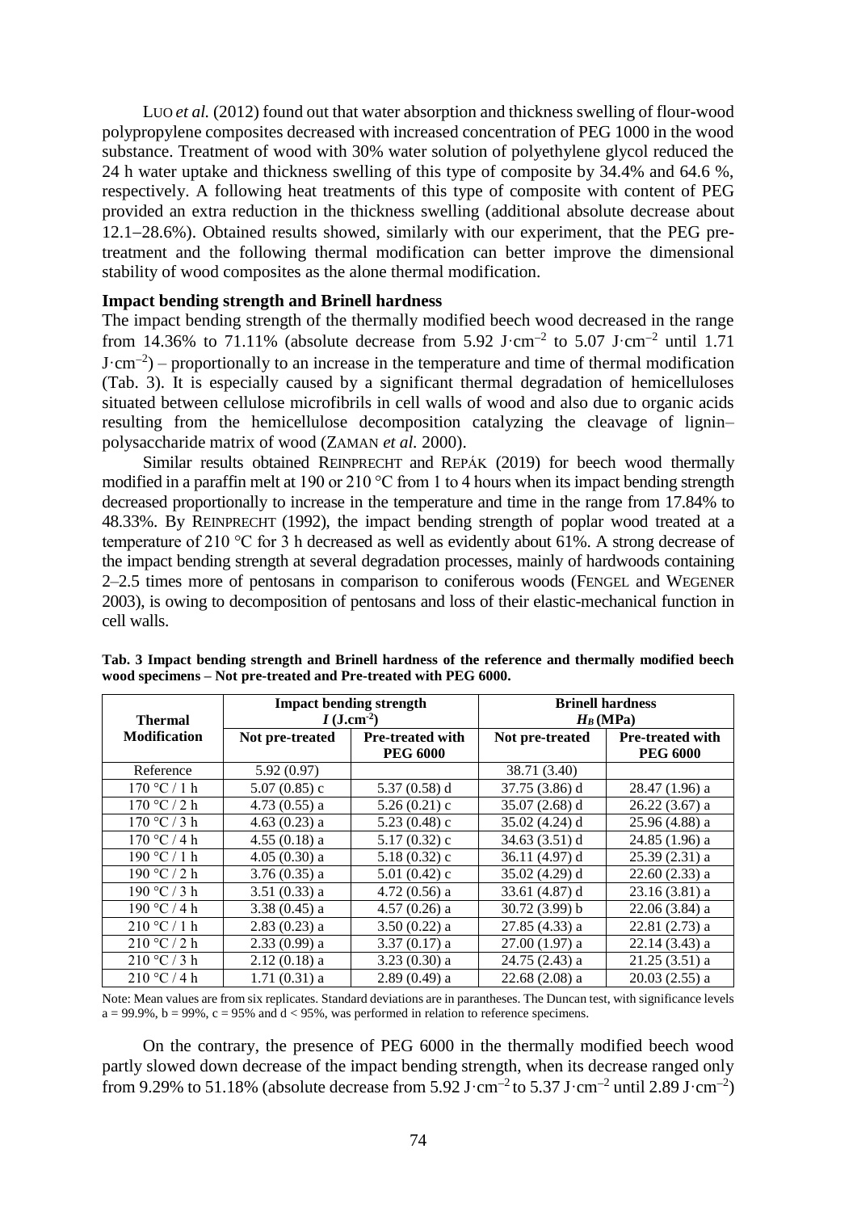LUO *et al.* (2012) found out that water absorption and thickness swelling of flour-wood polypropylene composites decreased with increased concentration of PEG 1000 in the wood substance. Treatment of wood with 30% water solution of polyethylene glycol reduced the 24 h water uptake and thickness swelling of this type of composite by 34.4% and 64.6 %, respectively. A following heat treatments of this type of composite with content of PEG provided an extra reduction in the thickness swelling (additional absolute decrease about 12.1–28.6%). Obtained results showed, similarly with our experiment, that the PEG pre-treatment and the following thermal modification can better improve the dimensional stability of wood composites as the alone thermal modification.

### Impact bending strength and Brinell hardness

The impact bending strength of the thermally modified beech wood decreased in the range from 14.36% to 71.11% (absolute decrease from 5.92 J·cm$^{-2}$ to 5.07 J·cm$^{-2}$ until 1.71 J·cm$^{-2}$) – proportionally to an increase in the temperature and time of thermal modification (Tab. 3). It is especially caused by a significant thermal degradation of hemicelluloses situated between cellulose microfibrils in cell walls of wood and also due to organic acids resulting from the hemicellulose decomposition catalyzing the cleavage of lignin–polysaccharide matrix of wood (ZAMAN *et al.* 2000).

Similar results obtained REINPRECHT and REPÁK (2019) for beech wood thermally modified in a paraffin melt at 190 or 210 °C from 1 to 4 hours when its impact bending strength decreased proportionally to increase in the temperature and time in the range from 17.84% to 48.33%. By REINPRECHT (1992), the impact bending strength of poplar wood treated at a temperature of 210 °C for 3 h decreased as well as evidently about 61%. A strong decrease of the impact bending strength at several degradation processes, mainly of hardwoods containing 2–2.5 times more of pentosans in comparison to coniferous woods (FENGEL and WEGENER 2003), is owing to decomposition of pentosans and loss of their elastic-mechanical function in cell walls.

**Tab. 3 Impact bending strength and Brinell hardness of the reference and thermally modified beech wood specimens – Not pre-treated and Pre-treated with PEG 6000.**

| Thermal Modification | Impact bending strength $I$ (J.cm$^{-2}$) | | Brinell hardness $H_B$ (MPa) | |
|---|---|---|---|---|
| | Not pre-treated | Pre-treated with PEG 6000 | Not pre-treated | Pre-treated with PEG 6000 |
| Reference | 5.92 (0.97) | | 38.71 (3.40) | |
| 170 °C / 1 h | 5.07 (0.85) c | 5.37 (0.58) d | 37.75 (3.86) d | 28.47 (1.96) a |
| 170 °C / 2 h | 4.73 (0.55) a | 5.26 (0.21) c | 35.07 (2.68) d | 26.22 (3.67) a |
| 170 °C / 3 h | 4.63 (0.23) a | 5.23 (0.48) c | 35.02 (4.24) d | 25.96 (4.88) a |
| 170 °C / 4 h | 4.55 (0.18) a | 5.17 (0.32) c | 34.63 (3.51) d | 24.85 (1.96) a |
| 190 °C / 1 h | 4.05 (0.30) a | 5.18 (0.32) c | 36.11 (4.97) d | 25.39 (2.31) a |
| 190 °C / 2 h | 3.76 (0.35) a | 5.01 (0.42) c | 35.02 (4.29) d | 22.60 (2.33) a |
| 190 °C / 3 h | 3.51 (0.33) a | 4.72 (0.56) a | 33.61 (4.87) d | 23.16 (3.81) a |
| 190 °C / 4 h | 3.38 (0.45) a | 4.57 (0.26) a | 30.72 (3.99) b | 22.06 (3.84) a |
| 210 °C / 1 h | 2.83 (0.23) a | 3.50 (0.22) a | 27.85 (4.33) a | 22.81 (2.73) a |
| 210 °C / 2 h | 2.33 (0.99) a | 3.37 (0.17) a | 27.00 (1.97) a | 22.14 (3.43) a |
| 210 °C / 3 h | 2.12 (0.18) a | 3.23 (0.30) a | 24.75 (2.43) a | 21.25 (3.51) a |
| 210 °C / 4 h | 1.71 (0.31) a | 2.89 (0.49) a | 22.68 (2.08) a | 20.03 (2.55) a |

Note: Mean values are from six replicates. Standard deviations are in parantheses. The Duncan test, with significance levels a = 99.9%, b = 99%, c = 95% and d < 95%, was performed in relation to reference specimens.

On the contrary, the presence of PEG 6000 in the thermally modified beech wood partly slowed down decrease of the impact bending strength, when its decrease ranged only from 9.29% to 51.18% (absolute decrease from 5.92 J·cm$^{-2}$ to 5.37 J·cm$^{-2}$ until 2.89 J·cm$^{-2}$)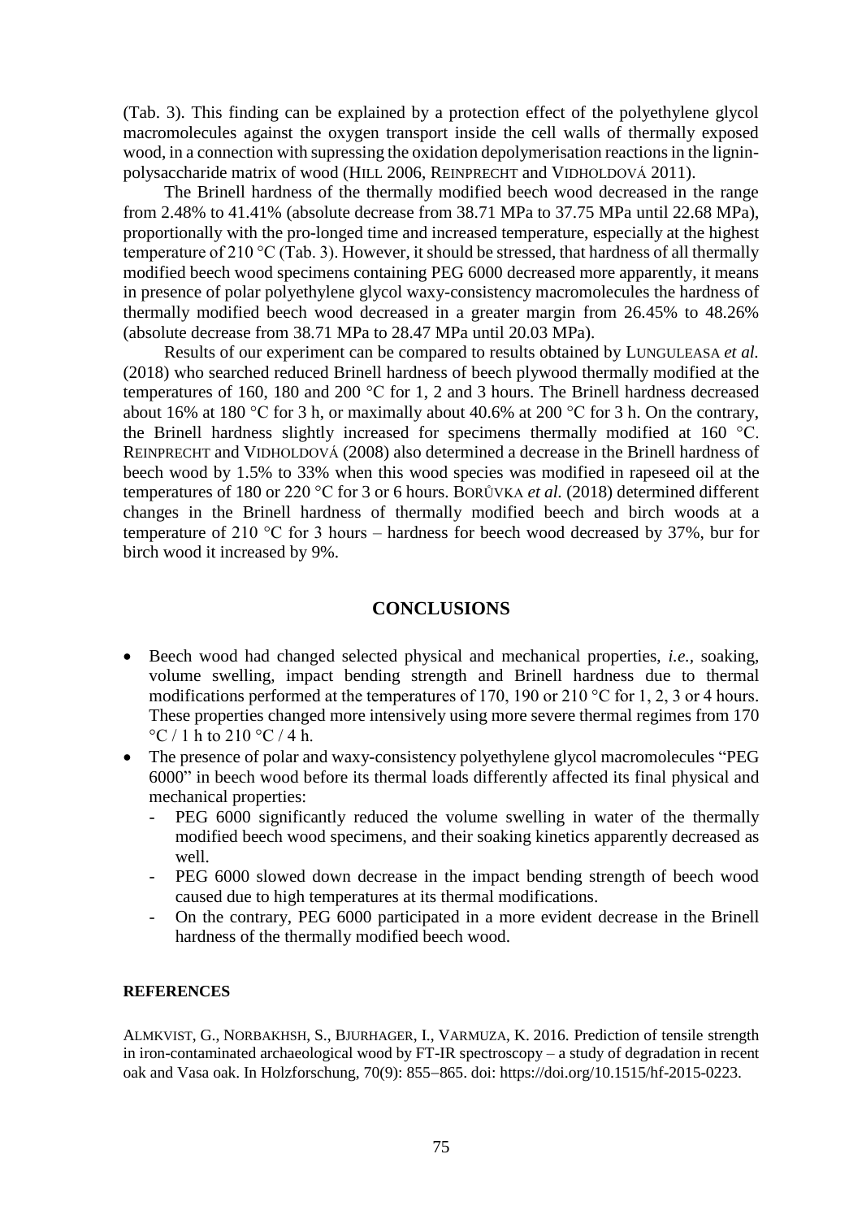(Tab. 3). This finding can be explained by a protection effect of the polyethylene glycol macromolecules against the oxygen transport inside the cell walls of thermally exposed wood, in a connection with supressing the oxidation depolymerisation reactions in the lignin-polysaccharide matrix of wood (HILL 2006, REINPRECHT and VIDHOLDOVÁ 2011).

The Brinell hardness of the thermally modified beech wood decreased in the range from 2.48% to 41.41% (absolute decrease from 38.71 MPa to 37.75 MPa until 22.68 MPa), proportionally with the pro-longed time and increased temperature, especially at the highest temperature of 210 °C (Tab. 3). However, it should be stressed, that hardness of all thermally modified beech wood specimens containing PEG 6000 decreased more apparently, it means in presence of polar polyethylene glycol waxy-consistency macromolecules the hardness of thermally modified beech wood decreased in a greater margin from 26.45% to 48.26% (absolute decrease from 38.71 MPa to 28.47 MPa until 20.03 MPa).

Results of our experiment can be compared to results obtained by LUNGULEASA *et al.* (2018) who searched reduced Brinell hardness of beech plywood thermally modified at the temperatures of 160, 180 and 200 °C for 1, 2 and 3 hours. The Brinell hardness decreased about 16% at 180 °C for 3 h, or maximally about 40.6% at 200 °C for 3 h. On the contrary, the Brinell hardness slightly increased for specimens thermally modified at 160 °C. REINPRECHT and VIDHOLDOVÁ (2008) also determined a decrease in the Brinell hardness of beech wood by 1.5% to 33% when this wood species was modified in rapeseed oil at the temperatures of 180 or 220 °C for 3 or 6 hours. BORŮVKA *et al.* (2018) determined different changes in the Brinell hardness of thermally modified beech and birch woods at a temperature of 210 °C for 3 hours – hardness for beech wood decreased by 37%, bur for birch wood it increased by 9%.

## CONCLUSIONS

- Beech wood had changed selected physical and mechanical properties, *i.e.,* soaking, volume swelling, impact bending strength and Brinell hardness due to thermal modifications performed at the temperatures of 170, 190 or 210 °C for 1, 2, 3 or 4 hours. These properties changed more intensively using more severe thermal regimes from 170 °C / 1 h to 210 °C / 4 h.
- The presence of polar and waxy-consistency polyethylene glycol macromolecules "PEG 6000" in beech wood before its thermal loads differently affected its final physical and mechanical properties:
  - PEG 6000 significantly reduced the volume swelling in water of the thermally modified beech wood specimens, and their soaking kinetics apparently decreased as well.
  - PEG 6000 slowed down decrease in the impact bending strength of beech wood caused due to high temperatures at its thermal modifications.
  - On the contrary, PEG 6000 participated in a more evident decrease in the Brinell hardness of the thermally modified beech wood.

**REFERENCES**

ALMKVIST, G., NORBAKHSH, S., BJURHAGER, I., VARMUZA, K. 2016. Prediction of tensile strength in iron-contaminated archaeological wood by FT-IR spectroscopy – a study of degradation in recent oak and Vasa oak. In Holzforschung, 70(9): 855–865. doi: https://doi.org/10.1515/hf-2015-0223.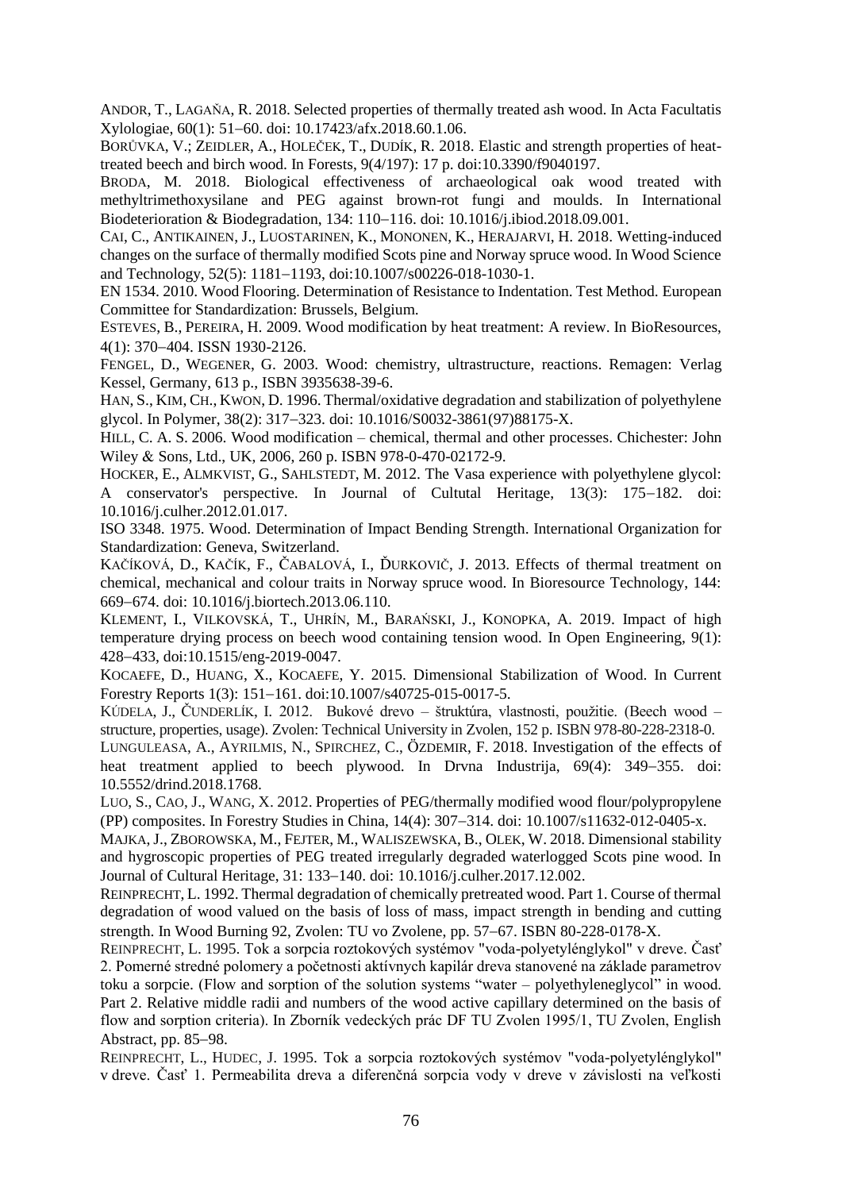ANDOR, T., LAGAŇA, R. 2018. Selected properties of thermally treated ash wood. In Acta Facultatis Xylologiae, 60(1): 51–60. doi: 10.17423/afx.2018.60.1.06.

BORŮVKA, V.; ZEIDLER, A., HOLEČEK, T., DUDÍK, R. 2018. Elastic and strength properties of heat-treated beech and birch wood. In Forests, 9(4/197): 17 p. doi:10.3390/f9040197.

BRODA, M. 2018. Biological effectiveness of archaeological oak wood treated with methyltrimethoxysilane and PEG against brown-rot fungi and moulds. In International Biodeterioration & Biodegradation, 134: 110–116. doi: 10.1016/j.ibiod.2018.09.001.

CAI, C., ANTIKAINEN, J., LUOSTARINEN, K., MONONEN, K., HERAJARVI, H. 2018. Wetting-induced changes on the surface of thermally modified Scots pine and Norway spruce wood. In Wood Science and Technology, 52(5): 1181–1193, doi:10.1007/s00226-018-1030-1.

EN 1534. 2010. Wood Flooring. Determination of Resistance to Indentation. Test Method. European Committee for Standardization: Brussels, Belgium.

ESTEVES, B., PEREIRA, H. 2009. Wood modification by heat treatment: A review. In BioResources, 4(1): 370–404. ISSN 1930-2126.

FENGEL, D., WEGENER, G. 2003. Wood: chemistry, ultrastructure, reactions. Remagen: Verlag Kessel, Germany, 613 p., ISBN 3935638-39-6.

HAN, S., KIM, CH., KWON, D. 1996. Thermal/oxidative degradation and stabilization of polyethylene glycol. In Polymer, 38(2): 317–323. doi: 10.1016/S0032-3861(97)88175-X.

HILL, C. A. S. 2006. Wood modification – chemical, thermal and other processes. Chichester: John Wiley & Sons, Ltd., UK, 2006, 260 p. ISBN 978-0-470-02172-9.

HOCKER, E., ALMKVIST, G., SAHLSTEDT, M. 2012. The Vasa experience with polyethylene glycol: A conservator's perspective. In Journal of Cultutal Heritage, 13(3): 175–182. doi: 10.1016/j.culher.2012.01.017.

ISO 3348. 1975. Wood. Determination of Impact Bending Strength. International Organization for Standardization: Geneva, Switzerland.

KAČÍKOVÁ, D., KAČÍK, F., ČABALOVÁ, I., ĎURKOVIČ, J. 2013. Effects of thermal treatment on chemical, mechanical and colour traits in Norway spruce wood. In Bioresource Technology, 144: 669–674. doi: 10.1016/j.biortech.2013.06.110.

KLEMENT, I., VILKOVSKÁ, T., UHRÍN, M., BARAŃSKI, J., KONOPKA, A. 2019. Impact of high temperature drying process on beech wood containing tension wood. In Open Engineering, 9(1): 428–433, doi:10.1515/eng-2019-0047.

KOCAEFE, D., HUANG, X., KOCAEFE, Y. 2015. Dimensional Stabilization of Wood. In Current Forestry Reports 1(3): 151–161. doi:10.1007/s40725-015-0017-5.

KÚDELA, J., ČUNDERLÍK, I. 2012. Bukové drevo – štruktúra, vlastnosti, použitie. (Beech wood – structure, properties, usage). Zvolen: Technical University in Zvolen, 152 p. ISBN 978-80-228-2318-0.

LUNGULEASA, A., AYRILMIS, N., SPIRCHEZ, C., ÖZDEMIR, F. 2018. Investigation of the effects of heat treatment applied to beech plywood. In Drvna Industrija, 69(4): 349–355. doi: 10.5552/drind.2018.1768.

LUO, S., CAO, J., WANG, X. 2012. Properties of PEG/thermally modified wood flour/polypropylene (PP) composites. In Forestry Studies in China, 14(4): 307–314. doi: 10.1007/s11632-012-0405-x.

MAJKA, J., ZBOROWSKA, M., FEJTER, M., WALISZEWSKA, B., OLEK, W. 2018. Dimensional stability and hygroscopic properties of PEG treated irregularly degraded waterlogged Scots pine wood. In Journal of Cultural Heritage, 31: 133–140. doi: 10.1016/j.culher.2017.12.002.

REINPRECHT, L. 1992. Thermal degradation of chemically pretreated wood. Part 1. Course of thermal degradation of wood valued on the basis of loss of mass, impact strength in bending and cutting strength. In Wood Burning 92, Zvolen: TU vo Zvolene, pp. 57–67. ISBN 80-228-0178-X.

REINPRECHT, L. 1995. Tok a sorpcia roztokových systémov "voda-polyetylénglykol" v dreve. Časť 2. Pomerné stredné polomery a početnosti aktívnych kapilár dreva stanovené na základe parametrov toku a sorpcie. (Flow and sorption of the solution systems "water – polyethyleneglycol" in wood. Part 2. Relative middle radii and numbers of the wood active capillary determined on the basis of flow and sorption criteria). In Zborník vedeckých prác DF TU Zvolen 1995/1, TU Zvolen, English Abstract, pp. 85–98.

REINPRECHT, L., HUDEC, J. 1995. Tok a sorpcia roztokových systémov "voda-polyetylénglykol" v dreve. Časť 1. Permeabilita dreva a diferenčná sorpcia vody v dreve v závislosti na veľkosti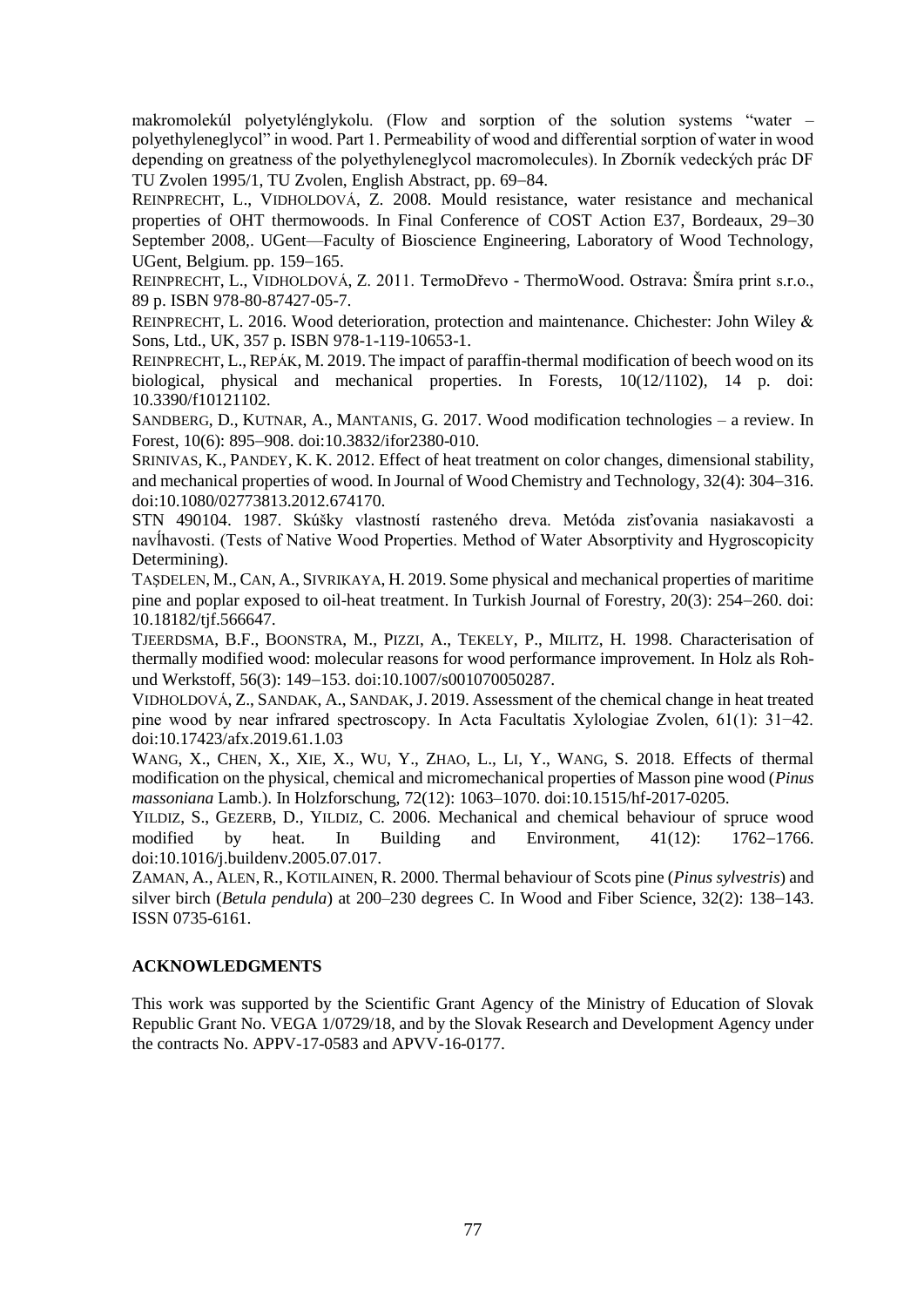makromolekúl polyetylénglykolu. (Flow and sorption of the solution systems "water – polyethyleneglycol" in wood. Part 1. Permeability of wood and differential sorption of water in wood depending on greatness of the polyethyleneglycol macromolecules). In Zborník vedeckých prác DF TU Zvolen 1995/1, TU Zvolen, English Abstract, pp. 69−84.

REINPRECHT, L., VIDHOLDOVÁ, Z. 2008. Mould resistance, water resistance and mechanical properties of OHT thermowoods. In Final Conference of COST Action E37, Bordeaux, 29−30 September 2008,. UGent—Faculty of Bioscience Engineering, Laboratory of Wood Technology, UGent, Belgium. pp. 159−165.

REINPRECHT, L., VIDHOLDOVÁ, Z. 2011. TermoDřevo - ThermoWood. Ostrava: Šmíra print s.r.o., 89 p. ISBN 978-80-87427-05-7.

REINPRECHT, L. 2016. Wood deterioration, protection and maintenance. Chichester: John Wiley & Sons, Ltd., UK, 357 p. ISBN 978-1-119-10653-1.

REINPRECHT, L., REPÁK, M. 2019. The impact of paraffin-thermal modification of beech wood on its biological, physical and mechanical properties. In Forests, 10(12/1102), 14 p. doi: 10.3390/f10121102.

SANDBERG, D., KUTNAR, A., MANTANIS, G. 2017. Wood modification technologies – a review. In Forest, 10(6): 895−908. doi:10.3832/ifor2380-010.

SRINIVAS, K., PANDEY, K. K. 2012. Effect of heat treatment on color changes, dimensional stability, and mechanical properties of wood. In Journal of Wood Chemistry and Technology, 32(4): 304−316. doi:10.1080/02773813.2012.674170.

STN 490104. 1987. Skúšky vlastností rasteného dreva. Metóda zisťovania nasiakavosti a navĺhavosti. (Tests of Native Wood Properties. Method of Water Absorptivity and Hygroscopicity Determining).

TAȘDELEN, M., CAN, A., SIVRIKAYA, H. 2019. Some physical and mechanical properties of maritime pine and poplar exposed to oil-heat treatment. In Turkish Journal of Forestry, 20(3): 254−260. doi: 10.18182/tjf.566647.

TJEERDSMA, B.F., BOONSTRA, M., PIZZI, A., TEKELY, P., MILITZ, H. 1998. Characterisation of thermally modified wood: molecular reasons for wood performance improvement. In Holz als Roh-und Werkstoff, 56(3): 149−153. doi:10.1007/s001070050287.

VIDHOLDOVÁ, Z., SANDAK, A., SANDAK, J. 2019. Assessment of the chemical change in heat treated pine wood by near infrared spectroscopy. In Acta Facultatis Xylologiae Zvolen, 61(1): 31−42. doi:10.17423/afx.2019.61.1.03

WANG, X., CHEN, X., XIE, X., WU, Y., ZHAO, L., LI, Y., WANG, S. 2018. Effects of thermal modification on the physical, chemical and micromechanical properties of Masson pine wood (*Pinus massoniana* Lamb.). In Holzforschung, 72(12): 1063–1070. doi:10.1515/hf-2017-0205.

YILDIZ, S., GEZERB, D., YILDIZ, C. 2006. Mechanical and chemical behaviour of spruce wood modified by heat. In Building and Environment, 41(12): 1762−1766. doi:10.1016/j.buildenv.2005.07.017.

ZAMAN, A., ALEN, R., KOTILAINEN, R. 2000. Thermal behaviour of Scots pine (*Pinus sylvestris*) and silver birch (*Betula pendula*) at 200–230 degrees C. In Wood and Fiber Science, 32(2): 138−143. ISSN 0735-6161.

## ACKNOWLEDGMENTS

This work was supported by the Scientific Grant Agency of the Ministry of Education of Slovak Republic Grant No. VEGA 1/0729/18, and by the Slovak Research and Development Agency under the contracts No. APPV-17-0583 and APVV-16-0177.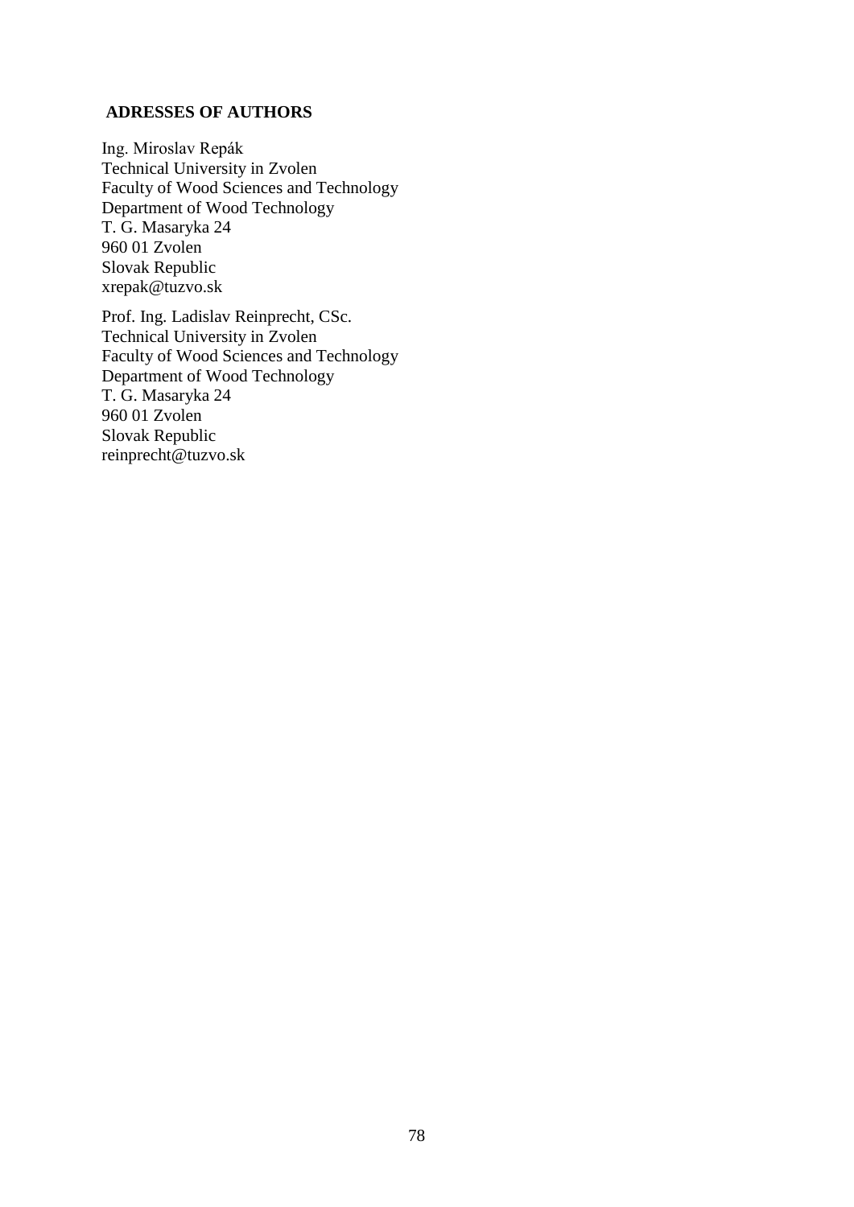## ADRESSES OF AUTHORS

Ing. Miroslav Repák
Technical University in Zvolen
Faculty of Wood Sciences and Technology
Department of Wood Technology
T. G. Masaryka 24
960 01 Zvolen
Slovak Republic
xrepak@tuzvo.sk

Prof. Ing. Ladislav Reinprecht, CSc.
Technical University in Zvolen
Faculty of Wood Sciences and Technology
Department of Wood Technology
T. G. Masaryka 24
960 01 Zvolen
Slovak Republic
reinprecht@tuzvo.sk